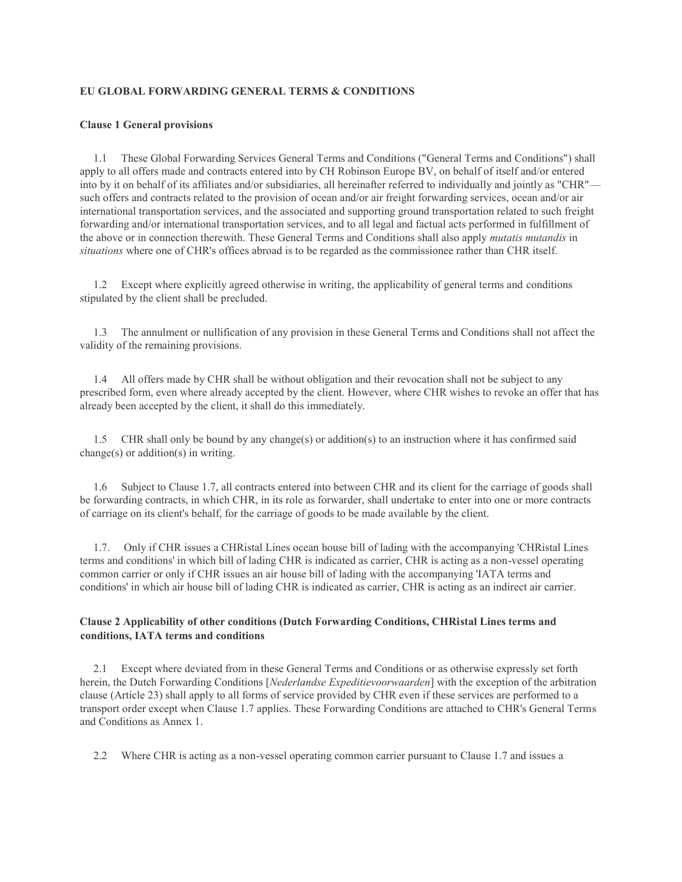**EU GLOBAL FORWARDING GENERAL TERMS & CONDITIONS**

**Clause 1 General provisions**

1.1 These Global Forwarding Services General Terms and Conditions ("General Terms and Conditions") shall apply to all offers made and contracts entered into by CH Robinson Europe BV, on behalf of itself and/or entered into by it on behalf of its affiliates and/or subsidiaries, all hereinafter referred to individually and jointly as "CHR"— such offers and contracts related to the provision of ocean and/or air freight forwarding services, ocean and/or air international transportation services, and the associated and supporting ground transportation related to such freight forwarding and/or international transportation services, and to all legal and factual acts performed in fulfillment of the above or in connection therewith. These General Terms and Conditions shall also apply *mutatis mutandis* in *situations* where one of CHR's offices abroad is to be regarded as the commissionee rather than CHR itself.

1.2 Except where explicitly agreed otherwise in writing, the applicability of general terms and conditions stipulated by the client shall be precluded.

1.3 The annulment or nullification of any provision in these General Terms and Conditions shall not affect the validity of the remaining provisions.

1.4 All offers made by CHR shall be without obligation and their revocation shall not be subject to any prescribed form, even where already accepted by the client. However, where CHR wishes to revoke an offer that has already been accepted by the client, it shall do this immediately.

1.5 CHR shall only be bound by any change(s) or addition(s) to an instruction where it has confirmed said change(s) or addition(s) in writing.

1.6 Subject to Clause 1.7, all contracts entered into between CHR and its client for the carriage of goods shall be forwarding contracts, in which CHR, in its role as forwarder, shall undertake to enter into one or more contracts of carriage on its client's behalf, for the carriage of goods to be made available by the client.

1.7. Only if CHR issues a CHRistal Lines ocean house bill of lading with the accompanying 'CHRistal Lines terms and conditions' in which bill of lading CHR is indicated as carrier, CHR is acting as a non-vessel operating common carrier or only if CHR issues an air house bill of lading with the accompanying 'IATA terms and conditions' in which air house bill of lading CHR is indicated as carrier, CHR is acting as an indirect air carrier.

**Clause 2 Applicability of other conditions (Dutch Forwarding Conditions, CHRistal Lines terms and conditions, IATA terms and conditions**

2.1 Except where deviated from in these General Terms and Conditions or as otherwise expressly set forth herein, the Dutch Forwarding Conditions [*Nederlandse Expeditievoorwaarden*] with the exception of the arbitration clause (Article 23) shall apply to all forms of service provided by CHR even if these services are performed to a transport order except when Clause 1.7 applies. These Forwarding Conditions are attached to CHR's General Terms and Conditions as Annex 1.

2.2 Where CHR is acting as a non-vessel operating common carrier pursuant to Clause 1.7 and issues a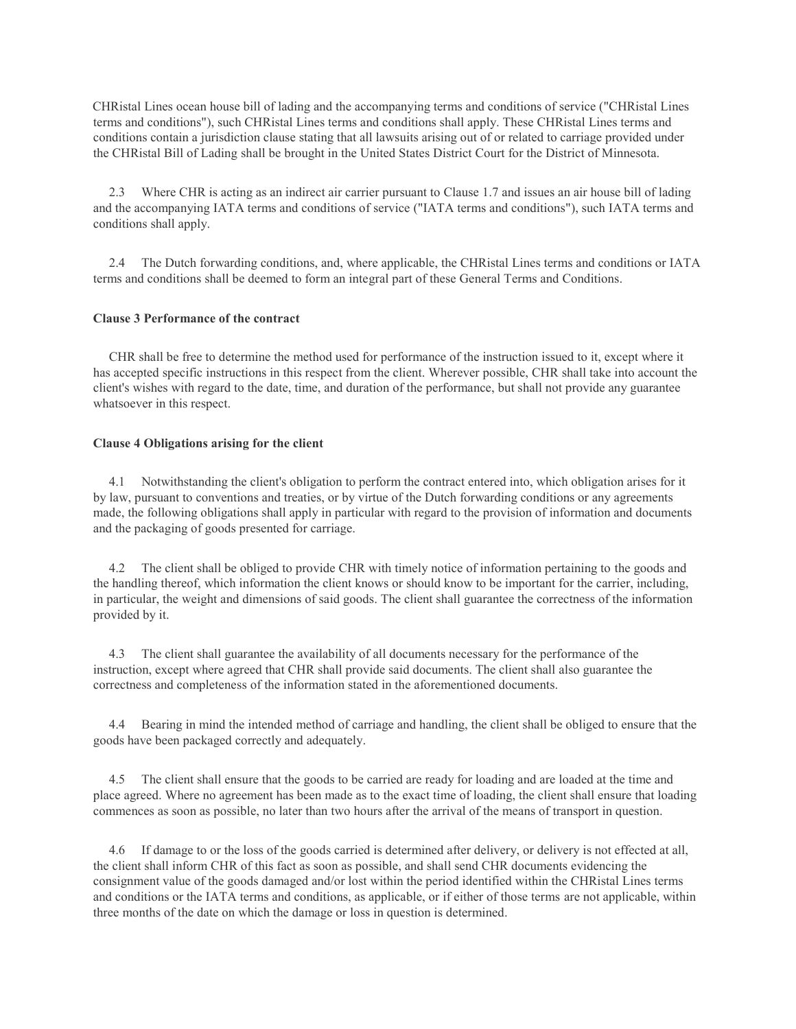CHRistal Lines ocean house bill of lading and the accompanying terms and conditions of service ("CHRistal Lines terms and conditions"), such CHRistal Lines terms and conditions shall apply. These CHRistal Lines terms and conditions contain a jurisdiction clause stating that all lawsuits arising out of or related to carriage provided under the CHRistal Bill of Lading shall be brought in the United States District Court for the District of Minnesota.

2.3 Where CHR is acting as an indirect air carrier pursuant to Clause 1.7 and issues an air house bill of lading and the accompanying IATA terms and conditions of service ("IATA terms and conditions"), such IATA terms and conditions shall apply.

2.4 The Dutch forwarding conditions, and, where applicable, the CHRistal Lines terms and conditions or IATA terms and conditions shall be deemed to form an integral part of these General Terms and Conditions.

**Clause 3 Performance of the contract**

CHR shall be free to determine the method used for performance of the instruction issued to it, except where it has accepted specific instructions in this respect from the client. Wherever possible, CHR shall take into account the client's wishes with regard to the date, time, and duration of the performance, but shall not provide any guarantee whatsoever in this respect.

**Clause 4 Obligations arising for the client**

4.1 Notwithstanding the client's obligation to perform the contract entered into, which obligation arises for it by law, pursuant to conventions and treaties, or by virtue of the Dutch forwarding conditions or any agreements made, the following obligations shall apply in particular with regard to the provision of information and documents and the packaging of goods presented for carriage.

4.2 The client shall be obliged to provide CHR with timely notice of information pertaining to the goods and the handling thereof, which information the client knows or should know to be important for the carrier, including, in particular, the weight and dimensions of said goods. The client shall guarantee the correctness of the information provided by it.

4.3 The client shall guarantee the availability of all documents necessary for the performance of the instruction, except where agreed that CHR shall provide said documents. The client shall also guarantee the correctness and completeness of the information stated in the aforementioned documents.

4.4 Bearing in mind the intended method of carriage and handling, the client shall be obliged to ensure that the goods have been packaged correctly and adequately.

4.5 The client shall ensure that the goods to be carried are ready for loading and are loaded at the time and place agreed. Where no agreement has been made as to the exact time of loading, the client shall ensure that loading commences as soon as possible, no later than two hours after the arrival of the means of transport in question.

4.6 If damage to or the loss of the goods carried is determined after delivery, or delivery is not effected at all, the client shall inform CHR of this fact as soon as possible, and shall send CHR documents evidencing the consignment value of the goods damaged and/or lost within the period identified within the CHRistal Lines terms and conditions or the IATA terms and conditions, as applicable, or if either of those terms are not applicable, within three months of the date on which the damage or loss in question is determined.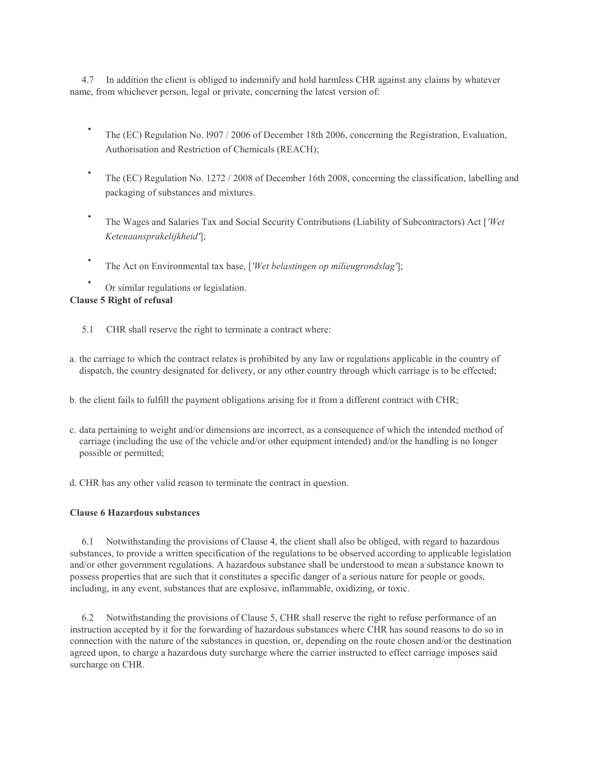4.7 In addition the client is obliged to indemnify and hold harmless CHR against any claims by whatever name, from whichever person, legal or private, concerning the latest version of:

- The (EC) Regulation No. l907 / 2006 of December 18th 2006, concerning the Registration, Evaluation, Authorisation and Restriction of Chemicals (REACH);
- The (EC) Regulation No. 1272 / 2008 of December 16th 2008, concerning the classification, labelling and packaging of substances and mixtures.
- The Wages and Salaries Tax and Social Security Contributions (Liability of Subcontractors) Act [*'Wet Ketenaansprakelijkheid'*];
- The Act on Environmental tax base, [*'Wet belastingen op milieugrondslag'*];
- Or similar regulations or legislation.

**Clause 5 Right of refusal**

5.1 CHR shall reserve the right to terminate a contract where:

a. the carriage to which the contract relates is prohibited by any law or regulations applicable in the country of dispatch, the country designated for delivery, or any other country through which carriage is to be effected;

b. the client fails to fulfill the payment obligations arising for it from a different contract with CHR;

c. data pertaining to weight and/or dimensions are incorrect, as a consequence of which the intended method of carriage (including the use of the vehicle and/or other equipment intended) and/or the handling is no longer possible or permitted;

d. CHR has any other valid reason to terminate the contract in question.

**Clause 6 Hazardous substances**

6.1 Notwithstanding the provisions of Clause 4, the client shall also be obliged, with regard to hazardous substances, to provide a written specification of the regulations to be observed according to applicable legislation and/or other government regulations. A hazardous substance shall be understood to mean a substance known to possess properties that are such that it constitutes a specific danger of a serious nature for people or goods, including, in any event, substances that are explosive, inflammable, oxidizing, or toxic.

6.2 Notwithstanding the provisions of Clause 5, CHR shall reserve the right to refuse performance of an instruction accepted by it for the forwarding of hazardous substances where CHR has sound reasons to do so in connection with the nature of the substances in question, or, depending on the route chosen and/or the destination agreed upon, to charge a hazardous duty surcharge where the carrier instructed to effect carriage imposes said surcharge on CHR.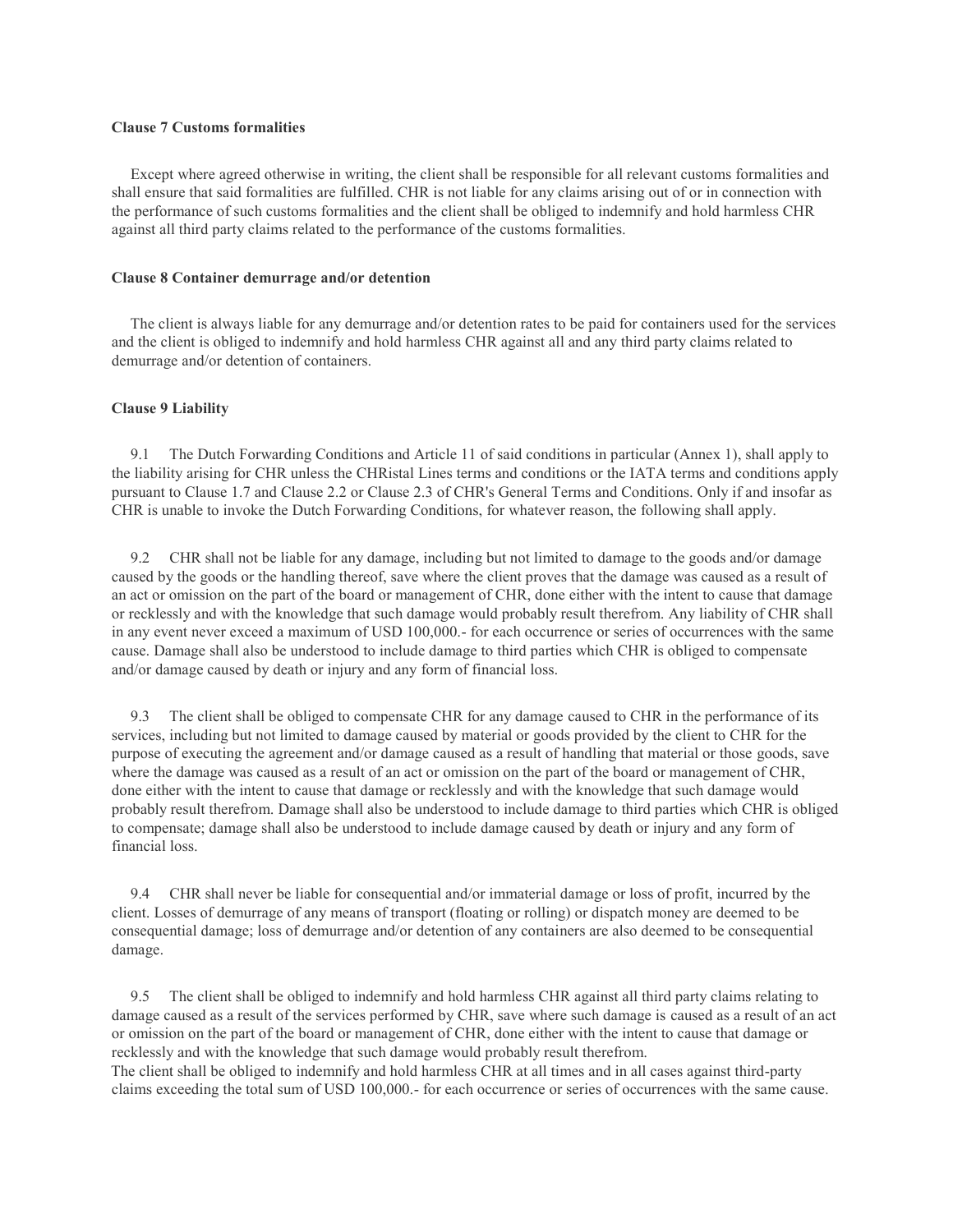**Clause 7 Customs formalities**

Except where agreed otherwise in writing, the client shall be responsible for all relevant customs formalities and shall ensure that said formalities are fulfilled. CHR is not liable for any claims arising out of or in connection with the performance of such customs formalities and the client shall be obliged to indemnify and hold harmless CHR against all third party claims related to the performance of the customs formalities.

**Clause 8 Container demurrage and/or detention**

The client is always liable for any demurrage and/or detention rates to be paid for containers used for the services and the client is obliged to indemnify and hold harmless CHR against all and any third party claims related to demurrage and/or detention of containers.

**Clause 9 Liability**

9.1 The Dutch Forwarding Conditions and Article 11 of said conditions in particular (Annex 1), shall apply to the liability arising for CHR unless the CHRistal Lines terms and conditions or the IATA terms and conditions apply pursuant to Clause 1.7 and Clause 2.2 or Clause 2.3 of CHR's General Terms and Conditions. Only if and insofar as CHR is unable to invoke the Dutch Forwarding Conditions, for whatever reason, the following shall apply.

9.2 CHR shall not be liable for any damage, including but not limited to damage to the goods and/or damage caused by the goods or the handling thereof, save where the client proves that the damage was caused as a result of an act or omission on the part of the board or management of CHR, done either with the intent to cause that damage or recklessly and with the knowledge that such damage would probably result therefrom. Any liability of CHR shall in any event never exceed a maximum of USD 100,000.- for each occurrence or series of occurrences with the same cause. Damage shall also be understood to include damage to third parties which CHR is obliged to compensate and/or damage caused by death or injury and any form of financial loss.

9.3 The client shall be obliged to compensate CHR for any damage caused to CHR in the performance of its services, including but not limited to damage caused by material or goods provided by the client to CHR for the purpose of executing the agreement and/or damage caused as a result of handling that material or those goods, save where the damage was caused as a result of an act or omission on the part of the board or management of CHR, done either with the intent to cause that damage or recklessly and with the knowledge that such damage would probably result therefrom. Damage shall also be understood to include damage to third parties which CHR is obliged to compensate; damage shall also be understood to include damage caused by death or injury and any form of financial loss.

9.4 CHR shall never be liable for consequential and/or immaterial damage or loss of profit, incurred by the client. Losses of demurrage of any means of transport (floating or rolling) or dispatch money are deemed to be consequential damage; loss of demurrage and/or detention of any containers are also deemed to be consequential damage.

9.5 The client shall be obliged to indemnify and hold harmless CHR against all third party claims relating to damage caused as a result of the services performed by CHR, save where such damage is caused as a result of an act or omission on the part of the board or management of CHR, done either with the intent to cause that damage or recklessly and with the knowledge that such damage would probably result therefrom.
The client shall be obliged to indemnify and hold harmless CHR at all times and in all cases against third-party claims exceeding the total sum of USD 100,000.- for each occurrence or series of occurrences with the same cause.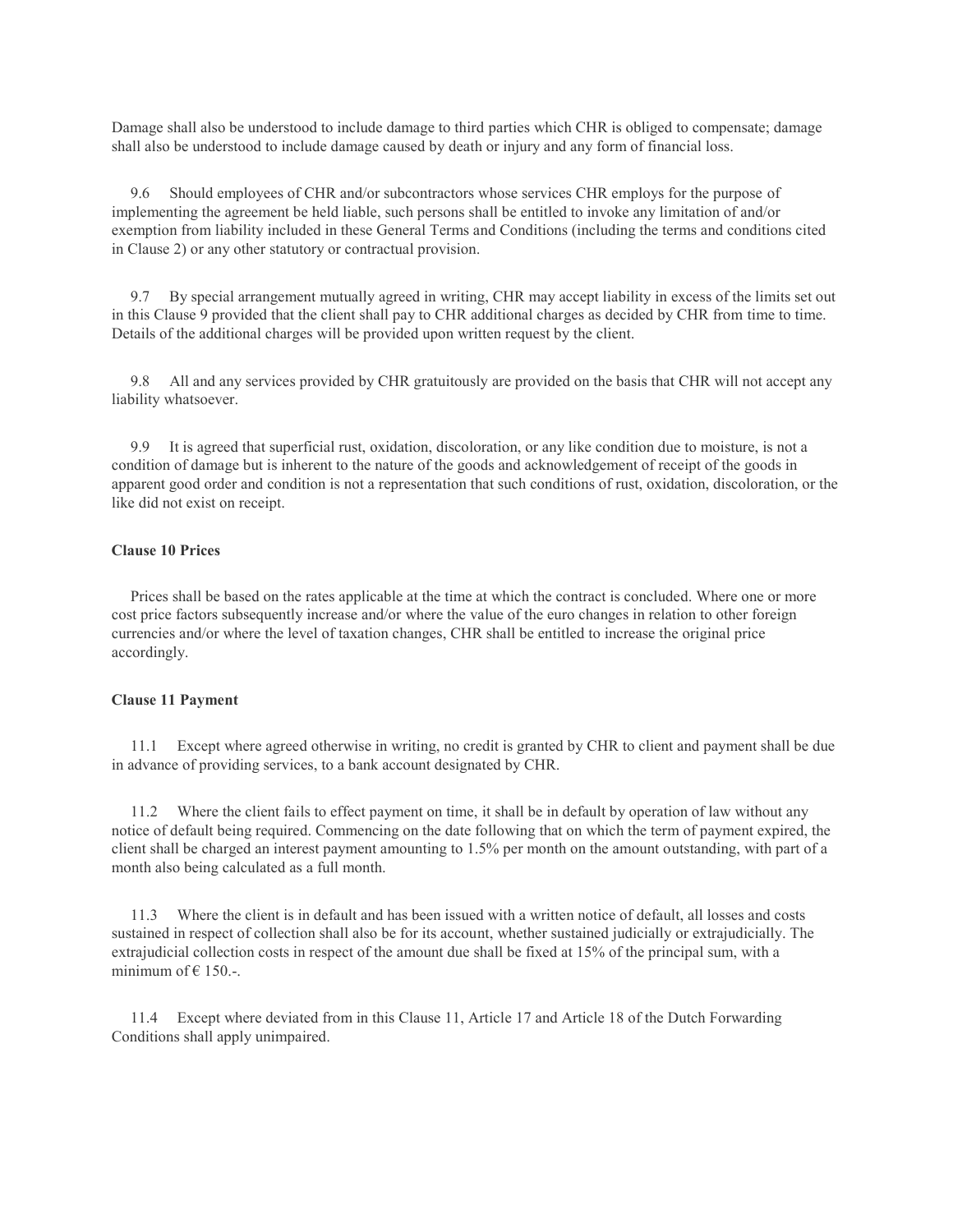Damage shall also be understood to include damage to third parties which CHR is obliged to compensate; damage shall also be understood to include damage caused by death or injury and any form of financial loss.

9.6 Should employees of CHR and/or subcontractors whose services CHR employs for the purpose of implementing the agreement be held liable, such persons shall be entitled to invoke any limitation of and/or exemption from liability included in these General Terms and Conditions (including the terms and conditions cited in Clause 2) or any other statutory or contractual provision.

9.7 By special arrangement mutually agreed in writing, CHR may accept liability in excess of the limits set out in this Clause 9 provided that the client shall pay to CHR additional charges as decided by CHR from time to time. Details of the additional charges will be provided upon written request by the client.

9.8 All and any services provided by CHR gratuitously are provided on the basis that CHR will not accept any liability whatsoever.

9.9 It is agreed that superficial rust, oxidation, discoloration, or any like condition due to moisture, is not a condition of damage but is inherent to the nature of the goods and acknowledgement of receipt of the goods in apparent good order and condition is not a representation that such conditions of rust, oxidation, discoloration, or the like did not exist on receipt.

**Clause 10 Prices**

Prices shall be based on the rates applicable at the time at which the contract is concluded. Where one or more cost price factors subsequently increase and/or where the value of the euro changes in relation to other foreign currencies and/or where the level of taxation changes, CHR shall be entitled to increase the original price accordingly.

**Clause 11 Payment**

11.1 Except where agreed otherwise in writing, no credit is granted by CHR to client and payment shall be due in advance of providing services, to a bank account designated by CHR.

11.2 Where the client fails to effect payment on time, it shall be in default by operation of law without any notice of default being required. Commencing on the date following that on which the term of payment expired, the client shall be charged an interest payment amounting to 1.5% per month on the amount outstanding, with part of a month also being calculated as a full month.

11.3 Where the client is in default and has been issued with a written notice of default, all losses and costs sustained in respect of collection shall also be for its account, whether sustained judicially or extrajudicially. The extrajudicial collection costs in respect of the amount due shall be fixed at 15% of the principal sum, with a minimum of € 150.-.

11.4 Except where deviated from in this Clause 11, Article 17 and Article 18 of the Dutch Forwarding Conditions shall apply unimpaired.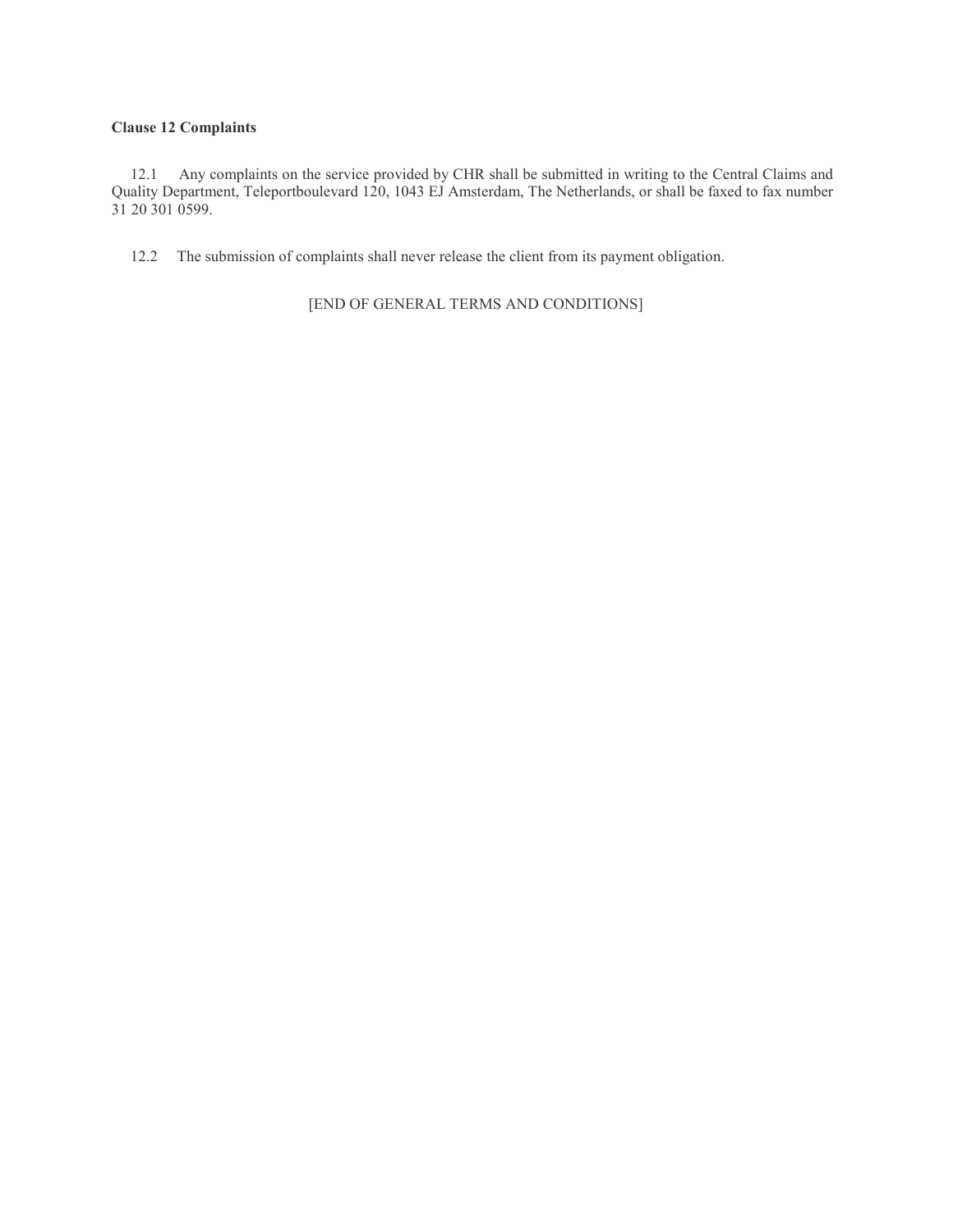**Clause 12 Complaints**

12.1 Any complaints on the service provided by CHR shall be submitted in writing to the Central Claims and Quality Department, Teleportboulevard 120, 1043 EJ Amsterdam, The Netherlands, or shall be faxed to fax number 31 20 301 0599.

12.2 The submission of complaints shall never release the client from its payment obligation.

[END OF GENERAL TERMS AND CONDITIONS]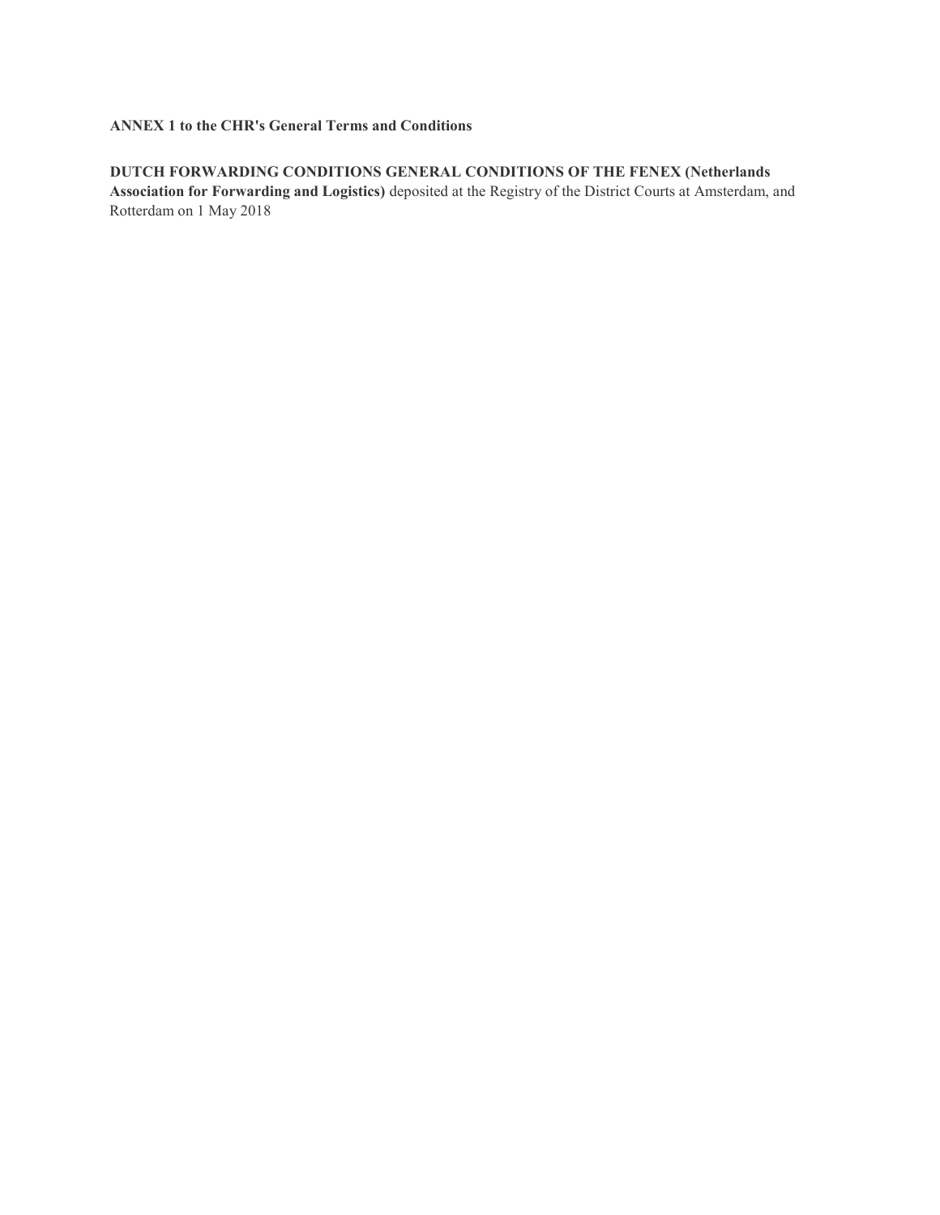**ANNEX 1 to the CHR's General Terms and Conditions**

**DUTCH FORWARDING CONDITIONS GENERAL CONDITIONS OF THE FENEX (Netherlands Association for Forwarding and Logistics)** deposited at the Registry of the District Courts at Amsterdam, and Rotterdam on 1 May 2018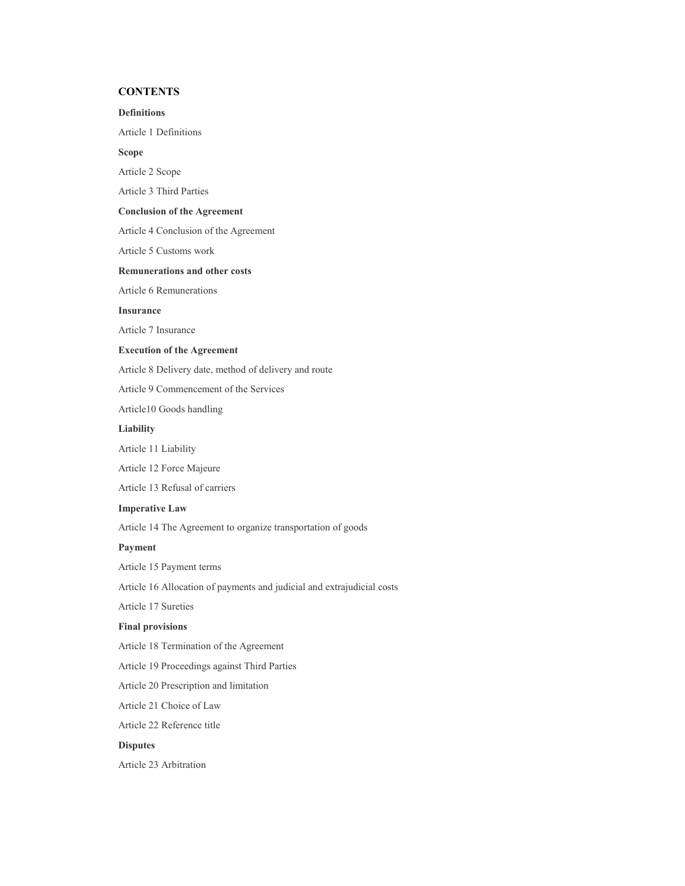## CONTENTS

**Definitions**

Article 1 Definitions

**Scope**

Article 2 Scope

Article 3 Third Parties

**Conclusion of the Agreement**

Article 4 Conclusion of the Agreement

Article 5 Customs work

**Remunerations and other costs**

Article 6 Remunerations

**Insurance**

Article 7 Insurance

**Execution of the Agreement**

Article 8 Delivery date, method of delivery and route

Article 9 Commencement of the Services

Article10 Goods handling

**Liability**

Article 11 Liability

Article 12 Force Majeure

Article 13 Refusal of carriers

**Imperative Law**

Article 14 The Agreement to organize transportation of goods

**Payment**

Article 15 Payment terms

Article 16 Allocation of payments and judicial and extrajudicial costs

Article 17 Sureties

**Final provisions**

Article 18 Termination of the Agreement

Article 19 Proceedings against Third Parties

Article 20 Prescription and limitation

Article 21 Choice of Law

Article 22 Reference title

**Disputes**

Article 23 Arbitration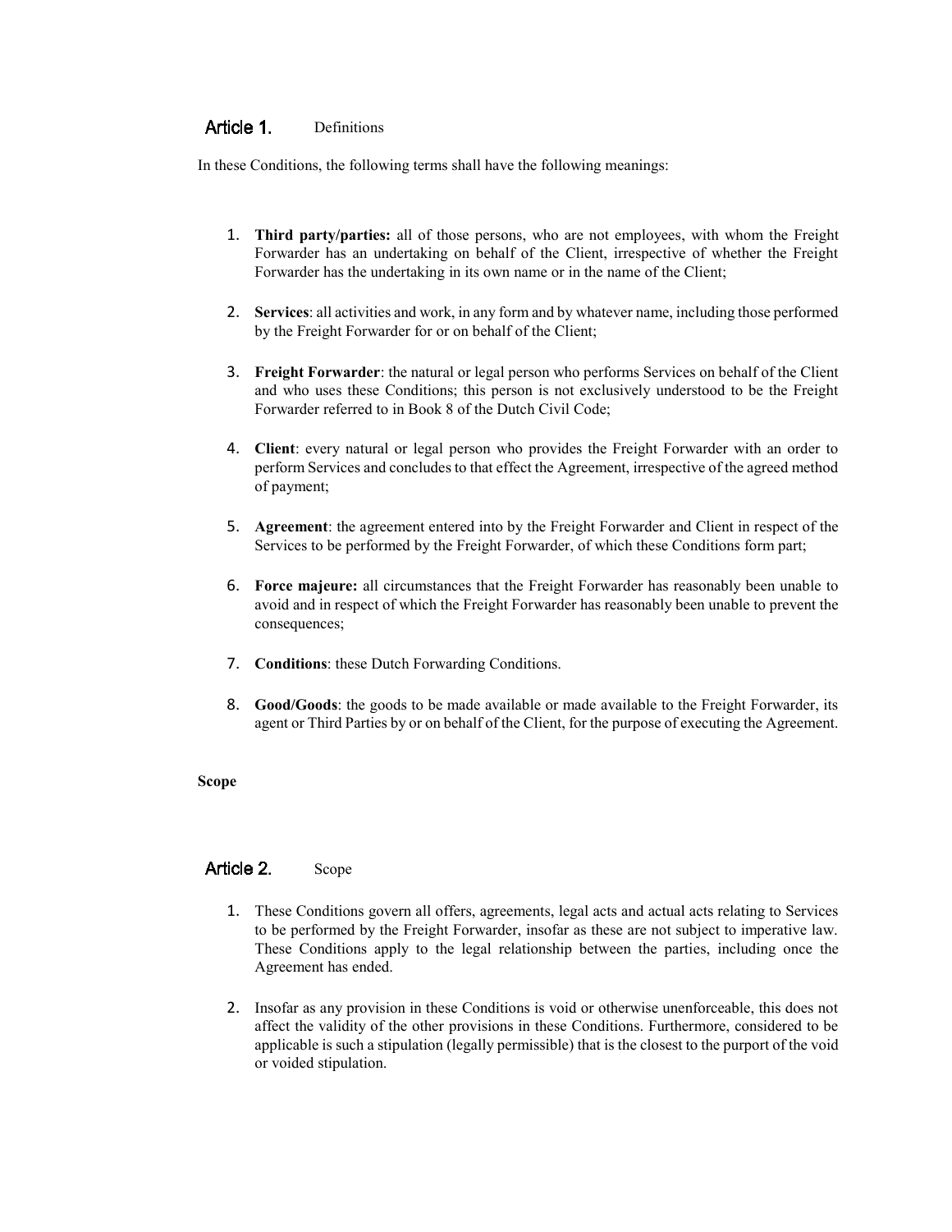## Article 1. Definitions

In these Conditions, the following terms shall have the following meanings:

1. **Third party/parties:** all of those persons, who are not employees, with whom the Freight Forwarder has an undertaking on behalf of the Client, irrespective of whether the Freight Forwarder has the undertaking in its own name or in the name of the Client;

2. **Services**: all activities and work, in any form and by whatever name, including those performed by the Freight Forwarder for or on behalf of the Client;

3. **Freight Forwarder**: the natural or legal person who performs Services on behalf of the Client and who uses these Conditions; this person is not exclusively understood to be the Freight Forwarder referred to in Book 8 of the Dutch Civil Code;

4. **Client**: every natural or legal person who provides the Freight Forwarder with an order to perform Services and concludes to that effect the Agreement, irrespective of the agreed method of payment;

5. **Agreement**: the agreement entered into by the Freight Forwarder and Client in respect of the Services to be performed by the Freight Forwarder, of which these Conditions form part;

6. **Force majeure:** all circumstances that the Freight Forwarder has reasonably been unable to avoid and in respect of which the Freight Forwarder has reasonably been unable to prevent the consequences;

7. **Conditions**: these Dutch Forwarding Conditions.

8. **Good/Goods**: the goods to be made available or made available to the Freight Forwarder, its agent or Third Parties by or on behalf of the Client, for the purpose of executing the Agreement.

**Scope**

## Article 2. Scope

1. These Conditions govern all offers, agreements, legal acts and actual acts relating to Services to be performed by the Freight Forwarder, insofar as these are not subject to imperative law. These Conditions apply to the legal relationship between the parties, including once the Agreement has ended.

2. Insofar as any provision in these Conditions is void or otherwise unenforceable, this does not affect the validity of the other provisions in these Conditions. Furthermore, considered to be applicable is such a stipulation (legally permissible) that is the closest to the purport of the void or voided stipulation.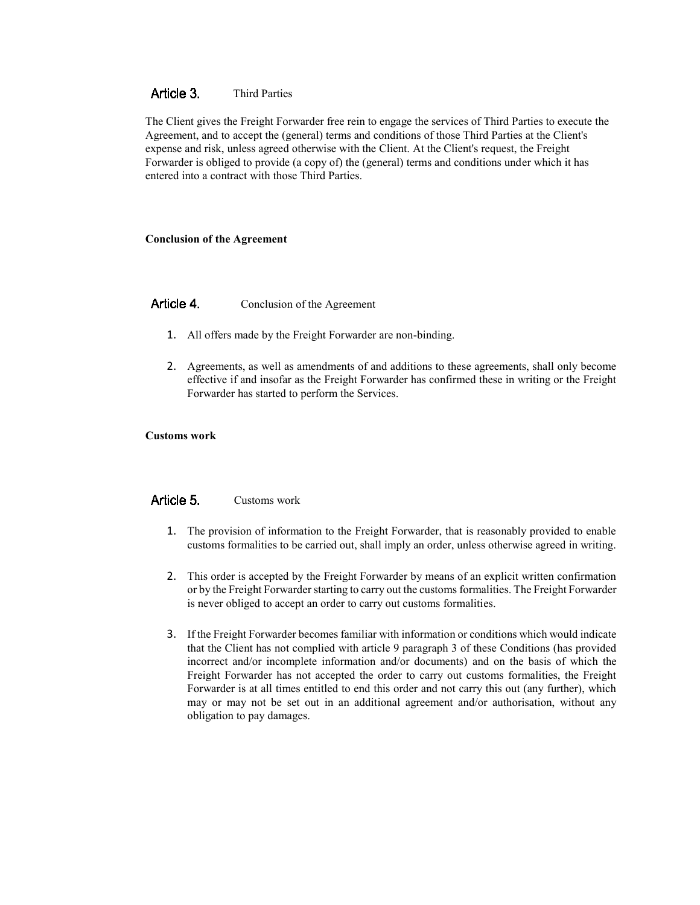## Article 3. Third Parties

The Client gives the Freight Forwarder free rein to engage the services of Third Parties to execute the Agreement, and to accept the (general) terms and conditions of those Third Parties at the Client's expense and risk, unless agreed otherwise with the Client. At the Client's request, the Freight Forwarder is obliged to provide (a copy of) the (general) terms and conditions under which it has entered into a contract with those Third Parties.

**Conclusion of the Agreement**

## Article 4. Conclusion of the Agreement

1. All offers made by the Freight Forwarder are non-binding.

2. Agreements, as well as amendments of and additions to these agreements, shall only become effective if and insofar as the Freight Forwarder has confirmed these in writing or the Freight Forwarder has started to perform the Services.

**Customs work**

## Article 5. Customs work

1. The provision of information to the Freight Forwarder, that is reasonably provided to enable customs formalities to be carried out, shall imply an order, unless otherwise agreed in writing.

2. This order is accepted by the Freight Forwarder by means of an explicit written confirmation or by the Freight Forwarder starting to carry out the customs formalities. The Freight Forwarder is never obliged to accept an order to carry out customs formalities.

3. If the Freight Forwarder becomes familiar with information or conditions which would indicate that the Client has not complied with article 9 paragraph 3 of these Conditions (has provided incorrect and/or incomplete information and/or documents) and on the basis of which the Freight Forwarder has not accepted the order to carry out customs formalities, the Freight Forwarder is at all times entitled to end this order and not carry this out (any further), which may or may not be set out in an additional agreement and/or authorisation, without any obligation to pay damages.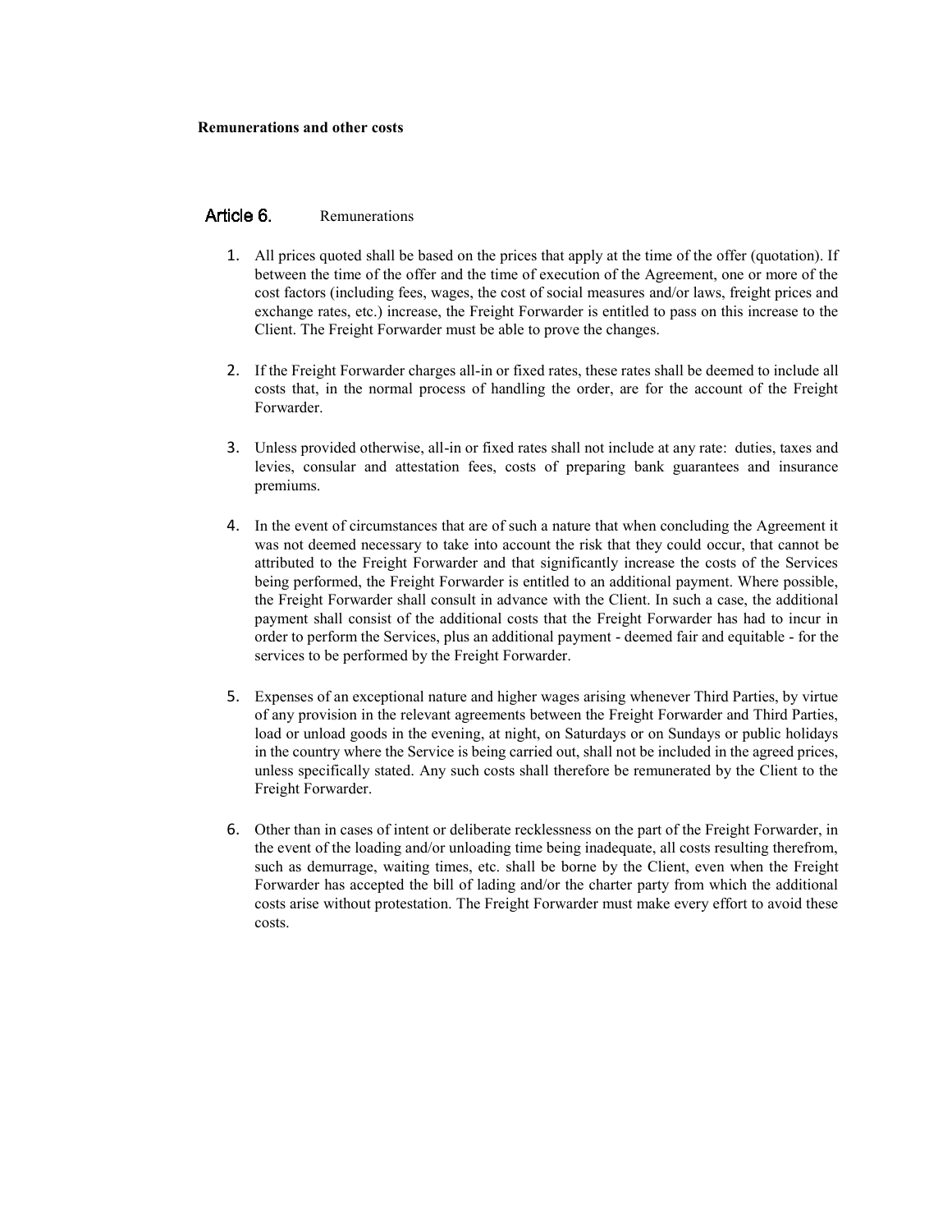**Remunerations and other costs**

## Article 6. Remunerations

1. All prices quoted shall be based on the prices that apply at the time of the offer (quotation). If between the time of the offer and the time of execution of the Agreement, one or more of the cost factors (including fees, wages, the cost of social measures and/or laws, freight prices and exchange rates, etc.) increase, the Freight Forwarder is entitled to pass on this increase to the Client. The Freight Forwarder must be able to prove the changes.

2. If the Freight Forwarder charges all-in or fixed rates, these rates shall be deemed to include all costs that, in the normal process of handling the order, are for the account of the Freight Forwarder.

3. Unless provided otherwise, all-in or fixed rates shall not include at any rate: duties, taxes and levies, consular and attestation fees, costs of preparing bank guarantees and insurance premiums.

4. In the event of circumstances that are of such a nature that when concluding the Agreement it was not deemed necessary to take into account the risk that they could occur, that cannot be attributed to the Freight Forwarder and that significantly increase the costs of the Services being performed, the Freight Forwarder is entitled to an additional payment. Where possible, the Freight Forwarder shall consult in advance with the Client. In such a case, the additional payment shall consist of the additional costs that the Freight Forwarder has had to incur in order to perform the Services, plus an additional payment - deemed fair and equitable - for the services to be performed by the Freight Forwarder.

5. Expenses of an exceptional nature and higher wages arising whenever Third Parties, by virtue of any provision in the relevant agreements between the Freight Forwarder and Third Parties, load or unload goods in the evening, at night, on Saturdays or on Sundays or public holidays in the country where the Service is being carried out, shall not be included in the agreed prices, unless specifically stated. Any such costs shall therefore be remunerated by the Client to the Freight Forwarder.

6. Other than in cases of intent or deliberate recklessness on the part of the Freight Forwarder, in the event of the loading and/or unloading time being inadequate, all costs resulting therefrom, such as demurrage, waiting times, etc. shall be borne by the Client, even when the Freight Forwarder has accepted the bill of lading and/or the charter party from which the additional costs arise without protestation. The Freight Forwarder must make every effort to avoid these costs.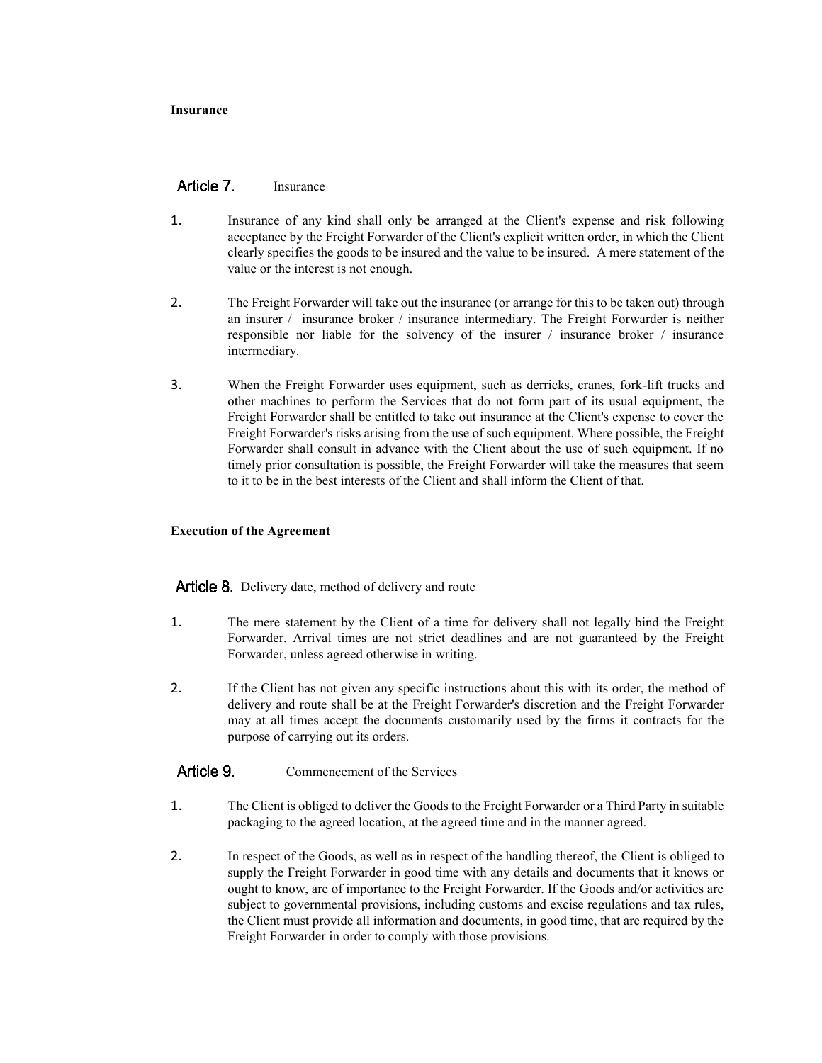**Insurance**

## Article 7. Insurance

1. Insurance of any kind shall only be arranged at the Client's expense and risk following acceptance by the Freight Forwarder of the Client's explicit written order, in which the Client clearly specifies the goods to be insured and the value to be insured. A mere statement of the value or the interest is not enough.

2. The Freight Forwarder will take out the insurance (or arrange for this to be taken out) through an insurer / insurance broker / insurance intermediary. The Freight Forwarder is neither responsible nor liable for the solvency of the insurer / insurance broker / insurance intermediary.

3. When the Freight Forwarder uses equipment, such as derricks, cranes, fork-lift trucks and other machines to perform the Services that do not form part of its usual equipment, the Freight Forwarder shall be entitled to take out insurance at the Client's expense to cover the Freight Forwarder's risks arising from the use of such equipment. Where possible, the Freight Forwarder shall consult in advance with the Client about the use of such equipment. If no timely prior consultation is possible, the Freight Forwarder will take the measures that seem to it to be in the best interests of the Client and shall inform the Client of that.

**Execution of the Agreement**

## Article 8. Delivery date, method of delivery and route

1. The mere statement by the Client of a time for delivery shall not legally bind the Freight Forwarder. Arrival times are not strict deadlines and are not guaranteed by the Freight Forwarder, unless agreed otherwise in writing.

2. If the Client has not given any specific instructions about this with its order, the method of delivery and route shall be at the Freight Forwarder's discretion and the Freight Forwarder may at all times accept the documents customarily used by the firms it contracts for the purpose of carrying out its orders.

## Article 9. Commencement of the Services

1. The Client is obliged to deliver the Goods to the Freight Forwarder or a Third Party in suitable packaging to the agreed location, at the agreed time and in the manner agreed.

2. In respect of the Goods, as well as in respect of the handling thereof, the Client is obliged to supply the Freight Forwarder in good time with any details and documents that it knows or ought to know, are of importance to the Freight Forwarder. If the Goods and/or activities are subject to governmental provisions, including customs and excise regulations and tax rules, the Client must provide all information and documents, in good time, that are required by the Freight Forwarder in order to comply with those provisions.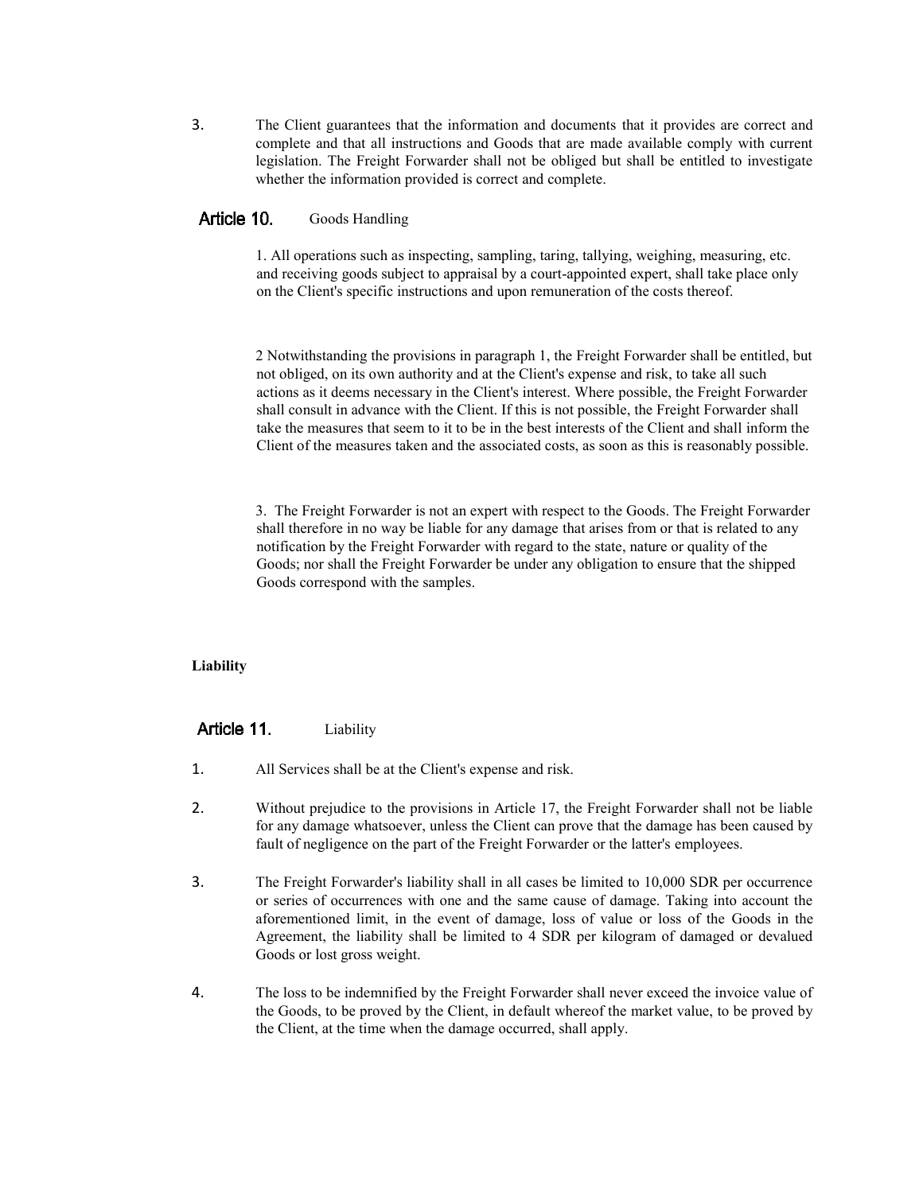3. The Client guarantees that the information and documents that it provides are correct and complete and that all instructions and Goods that are made available comply with current legislation. The Freight Forwarder shall not be obliged but shall be entitled to investigate whether the information provided is correct and complete.

## Article 10. Goods Handling

1. All operations such as inspecting, sampling, taring, tallying, weighing, measuring, etc. and receiving goods subject to appraisal by a court-appointed expert, shall take place only on the Client's specific instructions and upon remuneration of the costs thereof.

2 Notwithstanding the provisions in paragraph 1, the Freight Forwarder shall be entitled, but not obliged, on its own authority and at the Client's expense and risk, to take all such actions as it deems necessary in the Client's interest. Where possible, the Freight Forwarder shall consult in advance with the Client. If this is not possible, the Freight Forwarder shall take the measures that seem to it to be in the best interests of the Client and shall inform the Client of the measures taken and the associated costs, as soon as this is reasonably possible.

3. The Freight Forwarder is not an expert with respect to the Goods. The Freight Forwarder shall therefore in no way be liable for any damage that arises from or that is related to any notification by the Freight Forwarder with regard to the state, nature or quality of the Goods; nor shall the Freight Forwarder be under any obligation to ensure that the shipped Goods correspond with the samples.

**Liability**

## Article 11. Liability

1. All Services shall be at the Client's expense and risk.

2. Without prejudice to the provisions in Article 17, the Freight Forwarder shall not be liable for any damage whatsoever, unless the Client can prove that the damage has been caused by fault of negligence on the part of the Freight Forwarder or the latter's employees.

3. The Freight Forwarder's liability shall in all cases be limited to 10,000 SDR per occurrence or series of occurrences with one and the same cause of damage. Taking into account the aforementioned limit, in the event of damage, loss of value or loss of the Goods in the Agreement, the liability shall be limited to 4 SDR per kilogram of damaged or devalued Goods or lost gross weight.

4. The loss to be indemnified by the Freight Forwarder shall never exceed the invoice value of the Goods, to be proved by the Client, in default whereof the market value, to be proved by the Client, at the time when the damage occurred, shall apply.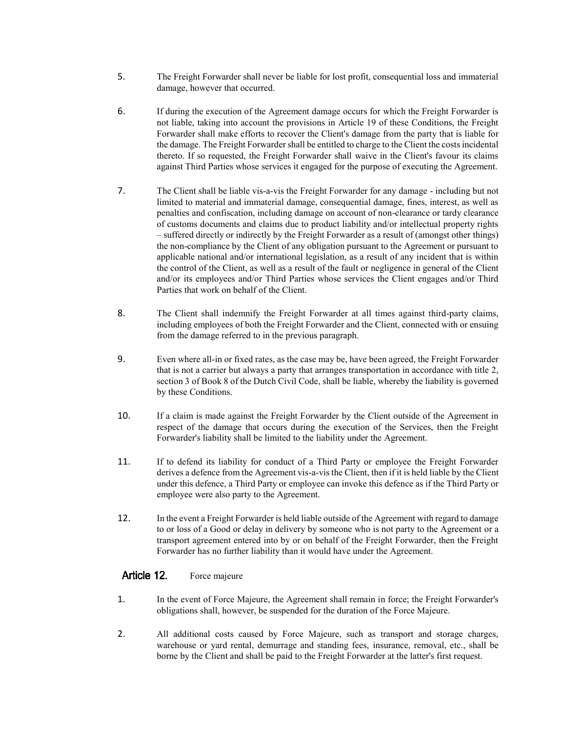5. The Freight Forwarder shall never be liable for lost profit, consequential loss and immaterial damage, however that occurred.

6. If during the execution of the Agreement damage occurs for which the Freight Forwarder is not liable, taking into account the provisions in Article 19 of these Conditions, the Freight Forwarder shall make efforts to recover the Client's damage from the party that is liable for the damage. The Freight Forwarder shall be entitled to charge to the Client the costs incidental thereto. If so requested, the Freight Forwarder shall waive in the Client's favour its claims against Third Parties whose services it engaged for the purpose of executing the Agreement.

7. The Client shall be liable vis-a-vis the Freight Forwarder for any damage - including but not limited to material and immaterial damage, consequential damage, fines, interest, as well as penalties and confiscation, including damage on account of non-clearance or tardy clearance of customs documents and claims due to product liability and/or intellectual property rights – suffered directly or indirectly by the Freight Forwarder as a result of (amongst other things) the non-compliance by the Client of any obligation pursuant to the Agreement or pursuant to applicable national and/or international legislation, as a result of any incident that is within the control of the Client, as well as a result of the fault or negligence in general of the Client and/or its employees and/or Third Parties whose services the Client engages and/or Third Parties that work on behalf of the Client.

8. The Client shall indemnify the Freight Forwarder at all times against third-party claims, including employees of both the Freight Forwarder and the Client, connected with or ensuing from the damage referred to in the previous paragraph.

9. Even where all-in or fixed rates, as the case may be, have been agreed, the Freight Forwarder that is not a carrier but always a party that arranges transportation in accordance with title 2, section 3 of Book 8 of the Dutch Civil Code, shall be liable, whereby the liability is governed by these Conditions.

10. If a claim is made against the Freight Forwarder by the Client outside of the Agreement in respect of the damage that occurs during the execution of the Services, then the Freight Forwarder's liability shall be limited to the liability under the Agreement.

11. If to defend its liability for conduct of a Third Party or employee the Freight Forwarder derives a defence from the Agreement vis-a-vis the Client, then if it is held liable by the Client under this defence, a Third Party or employee can invoke this defence as if the Third Party or employee were also party to the Agreement.

12. In the event a Freight Forwarder is held liable outside of the Agreement with regard to damage to or loss of a Good or delay in delivery by someone who is not party to the Agreement or a transport agreement entered into by or on behalf of the Freight Forwarder, then the Freight Forwarder has no further liability than it would have under the Agreement.

## Article 12. Force majeure

1. In the event of Force Majeure, the Agreement shall remain in force; the Freight Forwarder's obligations shall, however, be suspended for the duration of the Force Majeure.

2. All additional costs caused by Force Majeure, such as transport and storage charges, warehouse or yard rental, demurrage and standing fees, insurance, removal, etc., shall be borne by the Client and shall be paid to the Freight Forwarder at the latter's first request.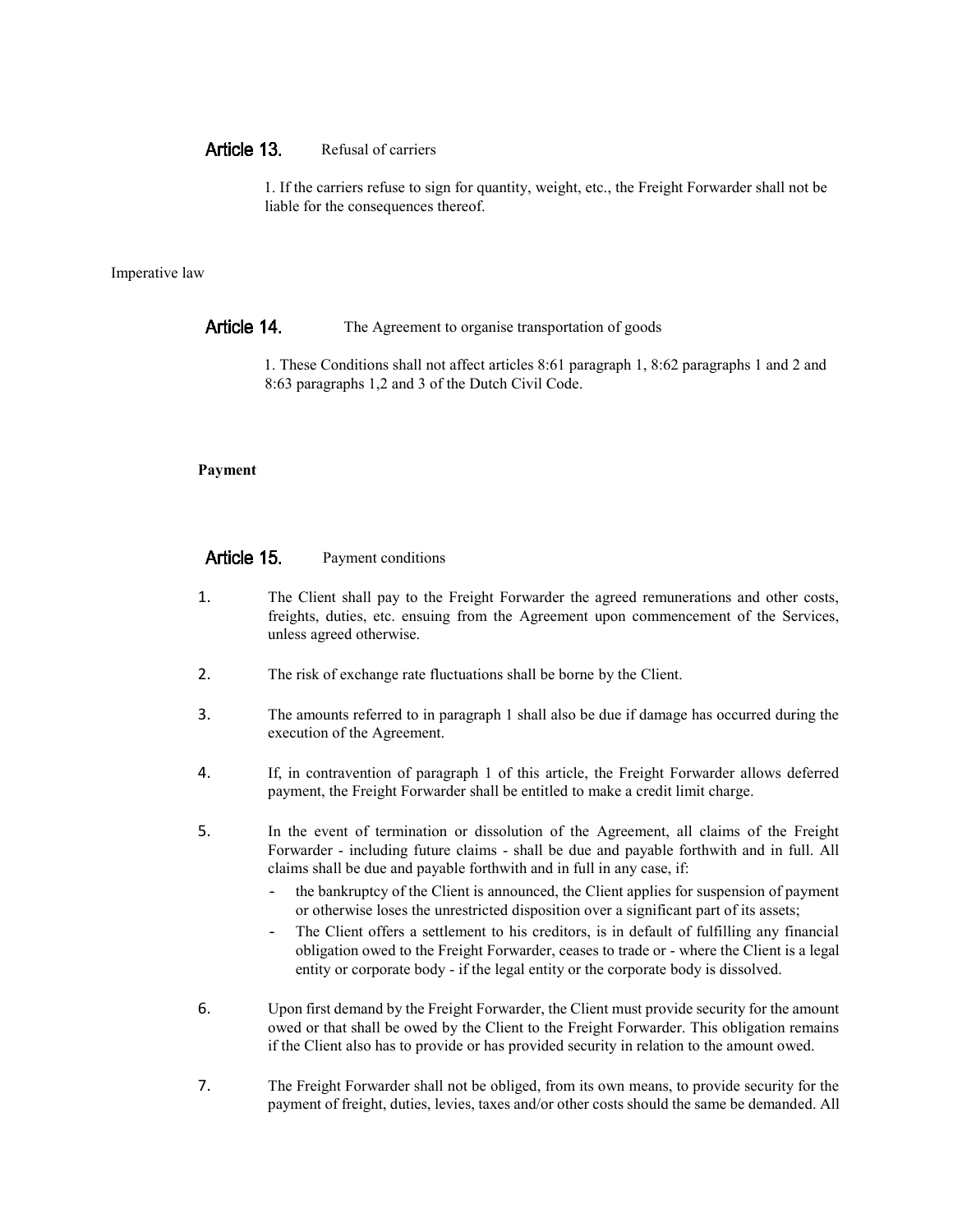### Article 13. Refusal of carriers

1. If the carriers refuse to sign for quantity, weight, etc., the Freight Forwarder shall not be liable for the consequences thereof.

Imperative law

### Article 14. The Agreement to organise transportation of goods

1. These Conditions shall not affect articles 8:61 paragraph 1, 8:62 paragraphs 1 and 2 and 8:63 paragraphs 1,2 and 3 of the Dutch Civil Code.

**Payment**

### Article 15. Payment conditions

1. The Client shall pay to the Freight Forwarder the agreed remunerations and other costs, freights, duties, etc. ensuing from the Agreement upon commencement of the Services, unless agreed otherwise.
2. The risk of exchange rate fluctuations shall be borne by the Client.
3. The amounts referred to in paragraph 1 shall also be due if damage has occurred during the execution of the Agreement.
4. If, in contravention of paragraph 1 of this article, the Freight Forwarder allows deferred payment, the Freight Forwarder shall be entitled to make a credit limit charge.
5. In the event of termination or dissolution of the Agreement, all claims of the Freight Forwarder - including future claims - shall be due and payable forthwith and in full. All claims shall be due and payable forthwith and in full in any case, if:
   - the bankruptcy of the Client is announced, the Client applies for suspension of payment or otherwise loses the unrestricted disposition over a significant part of its assets;
   - The Client offers a settlement to his creditors, is in default of fulfilling any financial obligation owed to the Freight Forwarder, ceases to trade or - where the Client is a legal entity or corporate body - if the legal entity or the corporate body is dissolved.
6. Upon first demand by the Freight Forwarder, the Client must provide security for the amount owed or that shall be owed by the Client to the Freight Forwarder. This obligation remains if the Client also has to provide or has provided security in relation to the amount owed.
7. The Freight Forwarder shall not be obliged, from its own means, to provide security for the payment of freight, duties, levies, taxes and/or other costs should the same be demanded. All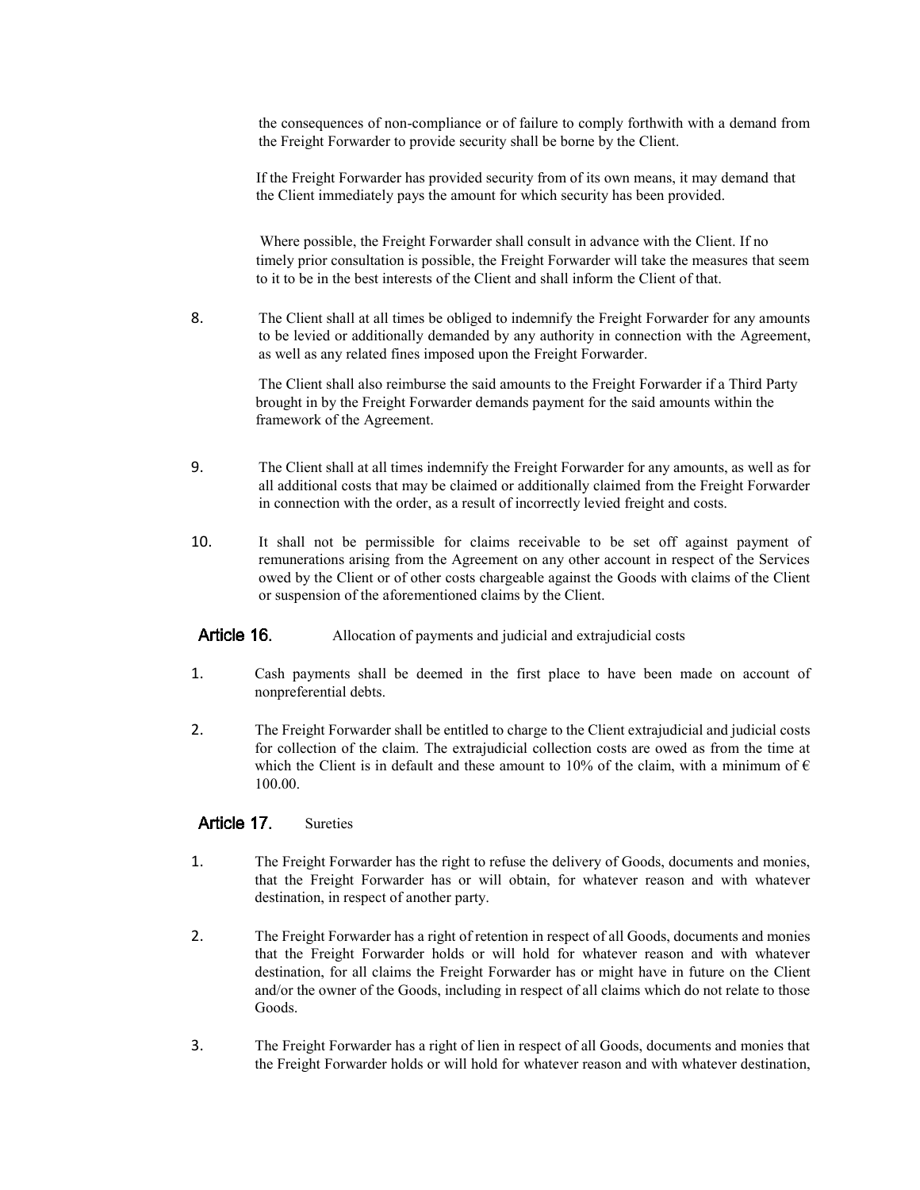the consequences of non-compliance or of failure to comply forthwith with a demand from the Freight Forwarder to provide security shall be borne by the Client.

If the Freight Forwarder has provided security from of its own means, it may demand that the Client immediately pays the amount for which security has been provided.

Where possible, the Freight Forwarder shall consult in advance with the Client. If no timely prior consultation is possible, the Freight Forwarder will take the measures that seem to it to be in the best interests of the Client and shall inform the Client of that.

8. The Client shall at all times be obliged to indemnify the Freight Forwarder for any amounts to be levied or additionally demanded by any authority in connection with the Agreement, as well as any related fines imposed upon the Freight Forwarder.

   The Client shall also reimburse the said amounts to the Freight Forwarder if a Third Party brought in by the Freight Forwarder demands payment for the said amounts within the framework of the Agreement.

9. The Client shall at all times indemnify the Freight Forwarder for any amounts, as well as for all additional costs that may be claimed or additionally claimed from the Freight Forwarder in connection with the order, as a result of incorrectly levied freight and costs.

10. It shall not be permissible for claims receivable to be set off against payment of remunerations arising from the Agreement on any other account in respect of the Services owed by the Client or of other costs chargeable against the Goods with claims of the Client or suspension of the aforementioned claims by the Client.

## Article 16. Allocation of payments and judicial and extrajudicial costs

1. Cash payments shall be deemed in the first place to have been made on account of nonpreferential debts.

2. The Freight Forwarder shall be entitled to charge to the Client extrajudicial and judicial costs for collection of the claim. The extrajudicial collection costs are owed as from the time at which the Client is in default and these amount to 10% of the claim, with a minimum of € 100.00.

## Article 17. Sureties

1. The Freight Forwarder has the right to refuse the delivery of Goods, documents and monies, that the Freight Forwarder has or will obtain, for whatever reason and with whatever destination, in respect of another party.

2. The Freight Forwarder has a right of retention in respect of all Goods, documents and monies that the Freight Forwarder holds or will hold for whatever reason and with whatever destination, for all claims the Freight Forwarder has or might have in future on the Client and/or the owner of the Goods, including in respect of all claims which do not relate to those Goods.

3. The Freight Forwarder has a right of lien in respect of all Goods, documents and monies that the Freight Forwarder holds or will hold for whatever reason and with whatever destination,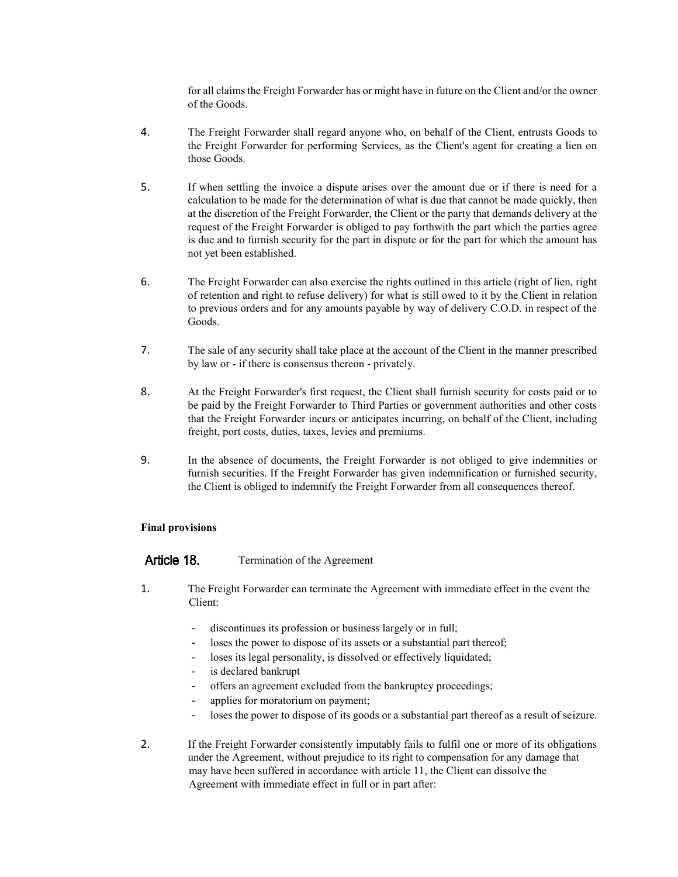for all claims the Freight Forwarder has or might have in future on the Client and/or the owner of the Goods.

4. The Freight Forwarder shall regard anyone who, on behalf of the Client, entrusts Goods to the Freight Forwarder for performing Services, as the Client's agent for creating a lien on those Goods.

5. If when settling the invoice a dispute arises over the amount due or if there is need for a calculation to be made for the determination of what is due that cannot be made quickly, then at the discretion of the Freight Forwarder, the Client or the party that demands delivery at the request of the Freight Forwarder is obliged to pay forthwith the part which the parties agree is due and to furnish security for the part in dispute or for the part for which the amount has not yet been established.

6. The Freight Forwarder can also exercise the rights outlined in this article (right of lien, right of retention and right to refuse delivery) for what is still owed to it by the Client in relation to previous orders and for any amounts payable by way of delivery C.O.D. in respect of the Goods.

7. The sale of any security shall take place at the account of the Client in the manner prescribed by law or - if there is consensus thereon - privately.

8. At the Freight Forwarder's first request, the Client shall furnish security for costs paid or to be paid by the Freight Forwarder to Third Parties or government authorities and other costs that the Freight Forwarder incurs or anticipates incurring, on behalf of the Client, including freight, port costs, duties, taxes, levies and premiums.

9. In the absence of documents, the Freight Forwarder is not obliged to give indemnities or furnish securities. If the Freight Forwarder has given indemnification or furnished security, the Client is obliged to indemnify the Freight Forwarder from all consequences thereof.

**Final provisions**

## Article 18. Termination of the Agreement

1. The Freight Forwarder can terminate the Agreement with immediate effect in the event the Client:

   - discontinues its profession or business largely or in full;
   - loses the power to dispose of its assets or a substantial part thereof;
   - loses its legal personality, is dissolved or effectively liquidated;
   - is declared bankrupt
   - offers an agreement excluded from the bankruptcy proceedings;
   - applies for moratorium on payment;
   - loses the power to dispose of its goods or a substantial part thereof as a result of seizure.

2. If the Freight Forwarder consistently imputably fails to fulfil one or more of its obligations under the Agreement, without prejudice to its right to compensation for any damage that may have been suffered in accordance with article 11, the Client can dissolve the Agreement with immediate effect in full or in part after: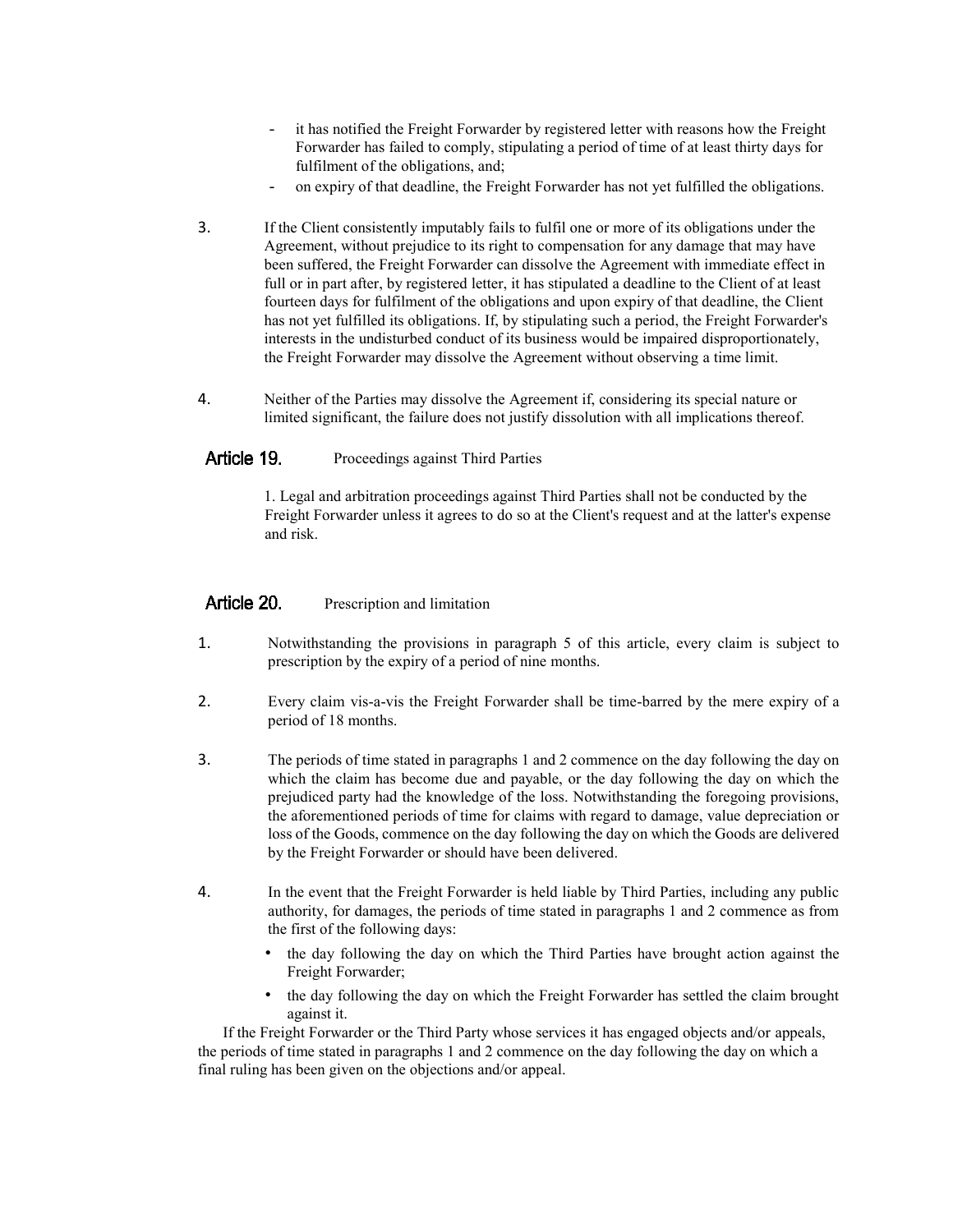- it has notified the Freight Forwarder by registered letter with reasons how the Freight Forwarder has failed to comply, stipulating a period of time of at least thirty days for fulfilment of the obligations, and;
- on expiry of that deadline, the Freight Forwarder has not yet fulfilled the obligations.

3. If the Client consistently imputably fails to fulfil one or more of its obligations under the Agreement, without prejudice to its right to compensation for any damage that may have been suffered, the Freight Forwarder can dissolve the Agreement with immediate effect in full or in part after, by registered letter, it has stipulated a deadline to the Client of at least fourteen days for fulfilment of the obligations and upon expiry of that deadline, the Client has not yet fulfilled its obligations. If, by stipulating such a period, the Freight Forwarder's interests in the undisturbed conduct of its business would be impaired disproportionately, the Freight Forwarder may dissolve the Agreement without observing a time limit.

4. Neither of the Parties may dissolve the Agreement if, considering its special nature or limited significant, the failure does not justify dissolution with all implications thereof.

## Article 19. Proceedings against Third Parties

1. Legal and arbitration proceedings against Third Parties shall not be conducted by the Freight Forwarder unless it agrees to do so at the Client's request and at the latter's expense and risk.

## Article 20. Prescription and limitation

1. Notwithstanding the provisions in paragraph 5 of this article, every claim is subject to prescription by the expiry of a period of nine months.

2. Every claim vis-a-vis the Freight Forwarder shall be time-barred by the mere expiry of a period of 18 months.

3. The periods of time stated in paragraphs 1 and 2 commence on the day following the day on which the claim has become due and payable, or the day following the day on which the prejudiced party had the knowledge of the loss. Notwithstanding the foregoing provisions, the aforementioned periods of time for claims with regard to damage, value depreciation or loss of the Goods, commence on the day following the day on which the Goods are delivered by the Freight Forwarder or should have been delivered.

4. In the event that the Freight Forwarder is held liable by Third Parties, including any public authority, for damages, the periods of time stated in paragraphs 1 and 2 commence as from the first of the following days:
   - the day following the day on which the Third Parties have brought action against the Freight Forwarder;
   - the day following the day on which the Freight Forwarder has settled the claim brought against it.

If the Freight Forwarder or the Third Party whose services it has engaged objects and/or appeals, the periods of time stated in paragraphs 1 and 2 commence on the day following the day on which a final ruling has been given on the objections and/or appeal.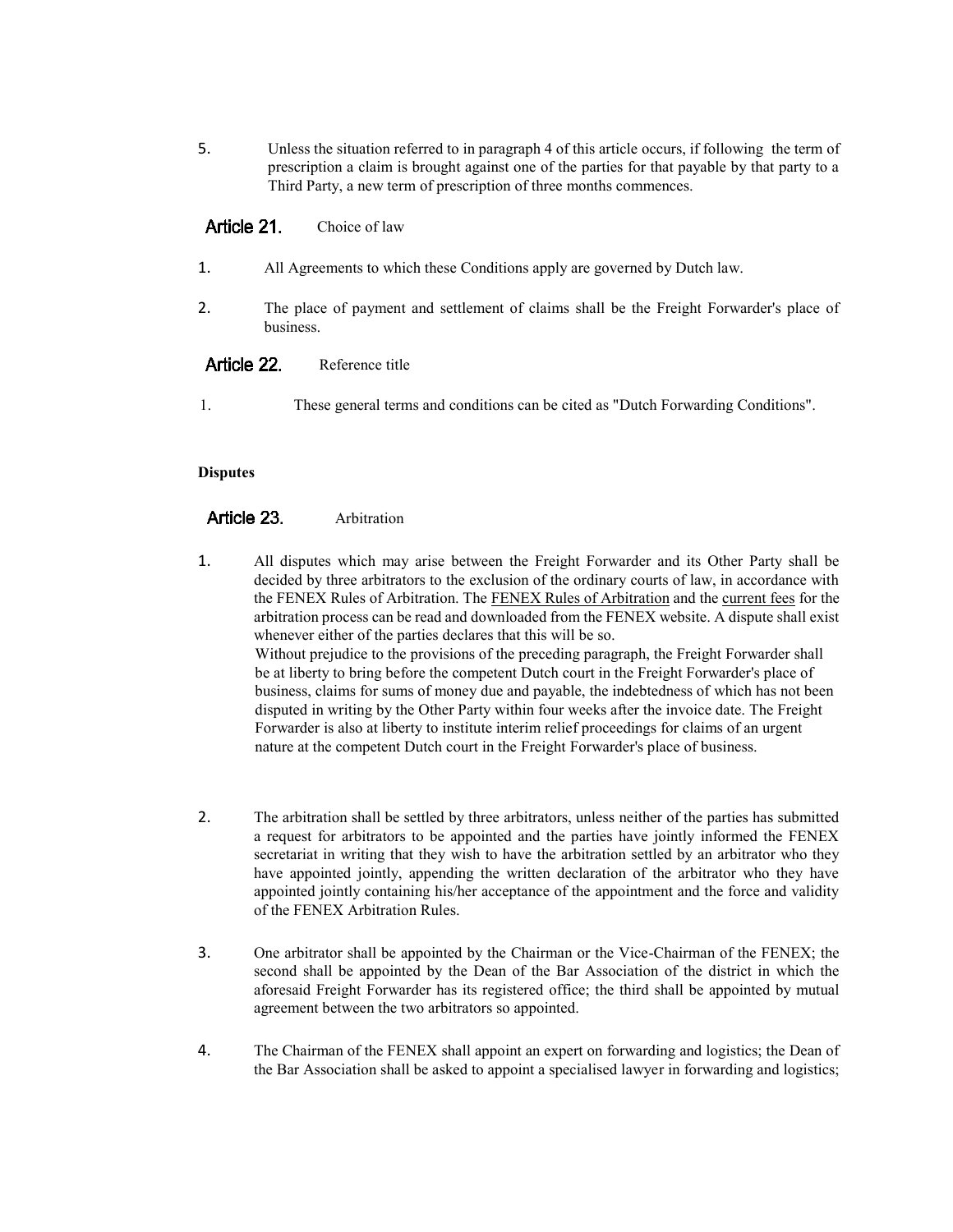5. Unless the situation referred to in paragraph 4 of this article occurs, if following the term of prescription a claim is brought against one of the parties for that payable by that party to a Third Party, a new term of prescription of three months commences.

## Article 21. Choice of law

1. All Agreements to which these Conditions apply are governed by Dutch law.

2. The place of payment and settlement of claims shall be the Freight Forwarder's place of business.

## Article 22. Reference title

1. These general terms and conditions can be cited as "Dutch Forwarding Conditions".

**Disputes**

## Article 23. Arbitration

1. All disputes which may arise between the Freight Forwarder and its Other Party shall be decided by three arbitrators to the exclusion of the ordinary courts of law, in accordance with the FENEX Rules of Arbitration. The FENEX Rules of Arbitration and the current fees for the arbitration process can be read and downloaded from the FENEX website. A dispute shall exist whenever either of the parties declares that this will be so.
   Without prejudice to the provisions of the preceding paragraph, the Freight Forwarder shall be at liberty to bring before the competent Dutch court in the Freight Forwarder's place of business, claims for sums of money due and payable, the indebtedness of which has not been disputed in writing by the Other Party within four weeks after the invoice date. The Freight Forwarder is also at liberty to institute interim relief proceedings for claims of an urgent nature at the competent Dutch court in the Freight Forwarder's place of business.

2. The arbitration shall be settled by three arbitrators, unless neither of the parties has submitted a request for arbitrators to be appointed and the parties have jointly informed the FENEX secretariat in writing that they wish to have the arbitration settled by an arbitrator who they have appointed jointly, appending the written declaration of the arbitrator who they have appointed jointly containing his/her acceptance of the appointment and the force and validity of the FENEX Arbitration Rules.

3. One arbitrator shall be appointed by the Chairman or the Vice-Chairman of the FENEX; the second shall be appointed by the Dean of the Bar Association of the district in which the aforesaid Freight Forwarder has its registered office; the third shall be appointed by mutual agreement between the two arbitrators so appointed.

4. The Chairman of the FENEX shall appoint an expert on forwarding and logistics; the Dean of the Bar Association shall be asked to appoint a specialised lawyer in forwarding and logistics;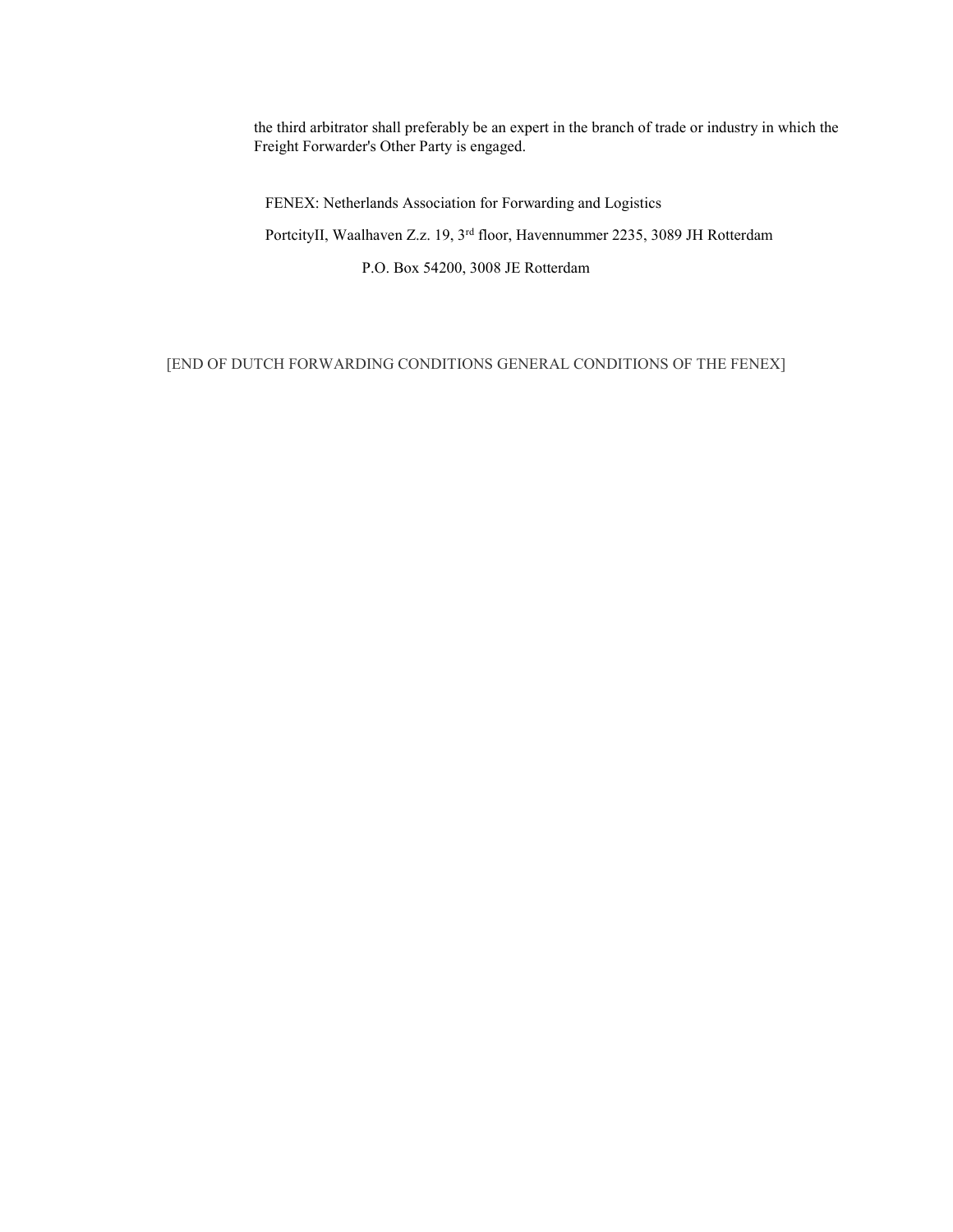the third arbitrator shall preferably be an expert in the branch of trade or industry in which the Freight Forwarder's Other Party is engaged.

FENEX: Netherlands Association for Forwarding and Logistics

PortcityII, Waalhaven Z.z. 19, 3rd floor, Havennummer 2235, 3089 JH Rotterdam

P.O. Box 54200, 3008 JE Rotterdam

[END OF DUTCH FORWARDING CONDITIONS GENERAL CONDITIONS OF THE FENEX]